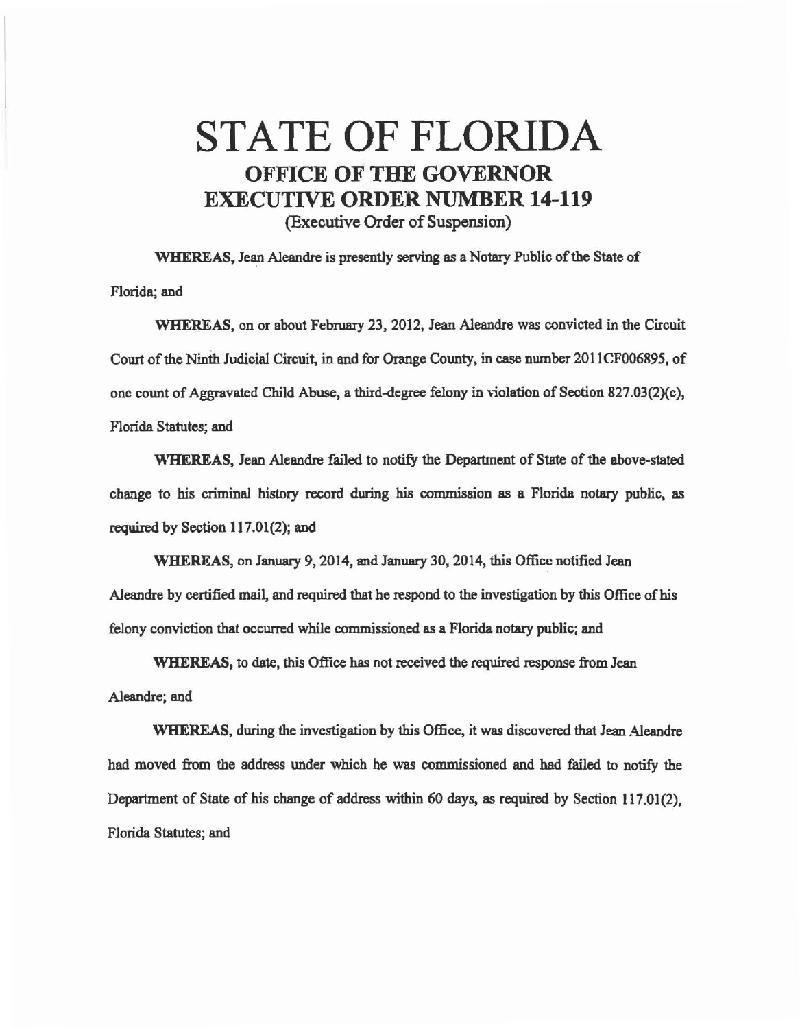# STATE OF FLORIDA
## OFFICE OF THE GOVERNOR
## EXECUTIVE ORDER NUMBER 14-119
(Executive Order of Suspension)

**WHEREAS,** Jean Aleandre is presently serving as a Notary Public of the State of Florida; and

**WHEREAS,** on or about February 23, 2012, Jean Aleandre was convicted in the Circuit Court of the Ninth Judicial Circuit, in and for Orange County, in case number 2011CF006895, of one count of Aggravated Child Abuse, a third-degree felony in violation of Section 827.03(2)(c), Florida Statutes; and

**WHEREAS,** Jean Aleandre failed to notify the Department of State of the above-stated change to his criminal history record during his commission as a Florida notary public, as required by Section 117.01(2); and

**WHEREAS,** on January 9, 2014, and January 30, 2014, this Office notified Jean Aleandre by certified mail, and required that he respond to the investigation by this Office of his felony conviction that occurred while commissioned as a Florida notary public; and

**WHEREAS,** to date, this Office has not received the required response from Jean Aleandre; and

**WHEREAS,** during the investigation by this Office, it was discovered that Jean Aleandre had moved from the address under which he was commissioned and had failed to notify the Department of State of his change of address within 60 days, as required by Section 117.01(2), Florida Statutes; and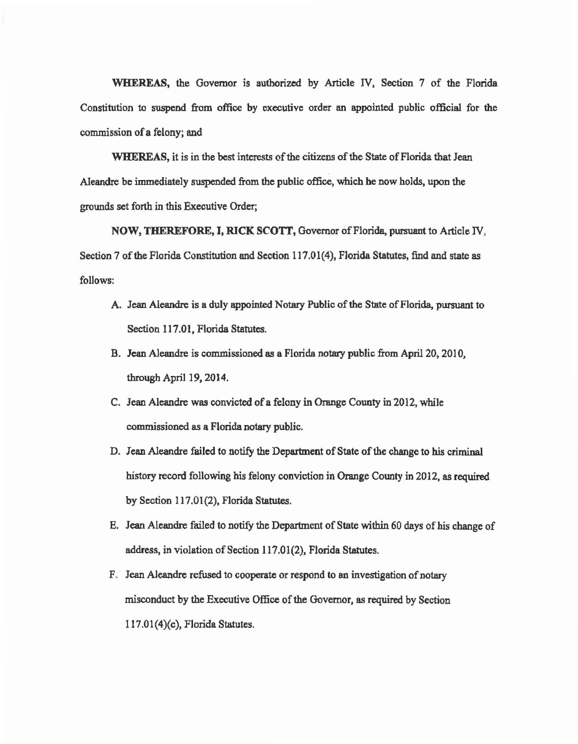**WHEREAS,** the Governor is authorized by Article IV, Section 7 of the Florida Constitution to suspend from office by executive order an appointed public official for the commission of a felony; and

**WHEREAS,** it is in the best interests of the citizens of the State of Florida that Jean Aleandre be immediately suspended from the public office, which he now holds, upon the grounds set forth in this Executive Order;

**NOW, THEREFORE, I, RICK SCOTT,** Governor of Florida, pursuant to Article IV, Section 7 of the Florida Constitution and Section 117.01(4), Florida Statutes, find and state as follows:

A. Jean Aleandre is a duly appointed Notary Public of the State of Florida, pursuant to Section 117.01, Florida Statutes.

B. Jean Aleandre is commissioned as a Florida notary public from April 20, 2010, through April 19, 2014.

C. Jean Aleandre was convicted of a felony in Orange County in 2012, while commissioned as a Florida notary public.

D. Jean Aleandre failed to notify the Department of State of the change to his criminal history record following his felony conviction in Orange County in 2012, as required by Section 117.01(2), Florida Statutes.

E. Jean Aleandre failed to notify the Department of State within 60 days of his change of address, in violation of Section 117.01(2), Florida Statutes.

F. Jean Aleandre refused to cooperate or respond to an investigation of notary misconduct by the Executive Office of the Governor, as required by Section 117.01(4)(c), Florida Statutes.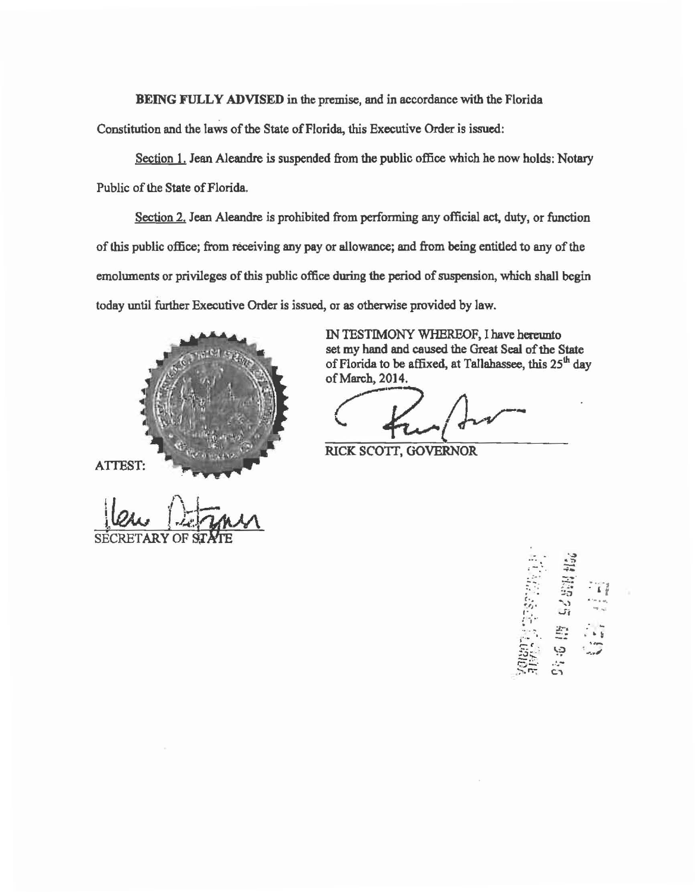**BEING FULLY ADVISED** in the premise, and in accordance with the Florida Constitution and the laws of the State of Florida, this Executive Order is issued:

Section 1. Jean Aleandre is suspended from the public office which he now holds: Notary Public of the State of Florida.

Section 2. Jean Aleandre is prohibited from performing any official act, duty, or function of this public office; from receiving any pay or allowance; and from being entitled to any of the emoluments or privileges of this public office during the period of suspension, which shall begin today until further Executive Order is issued, or as otherwise provided by law.

IN TESTIMONY WHEREOF, I have hereunto set my hand and caused the Great Seal of the State of Florida to be affixed, at Tallahassee, this 25th day of March, 2014.

RICK SCOTT, GOVERNOR

ATTEST:

SECRETARY OF STATE

2014 MAR 25 AM 9:45